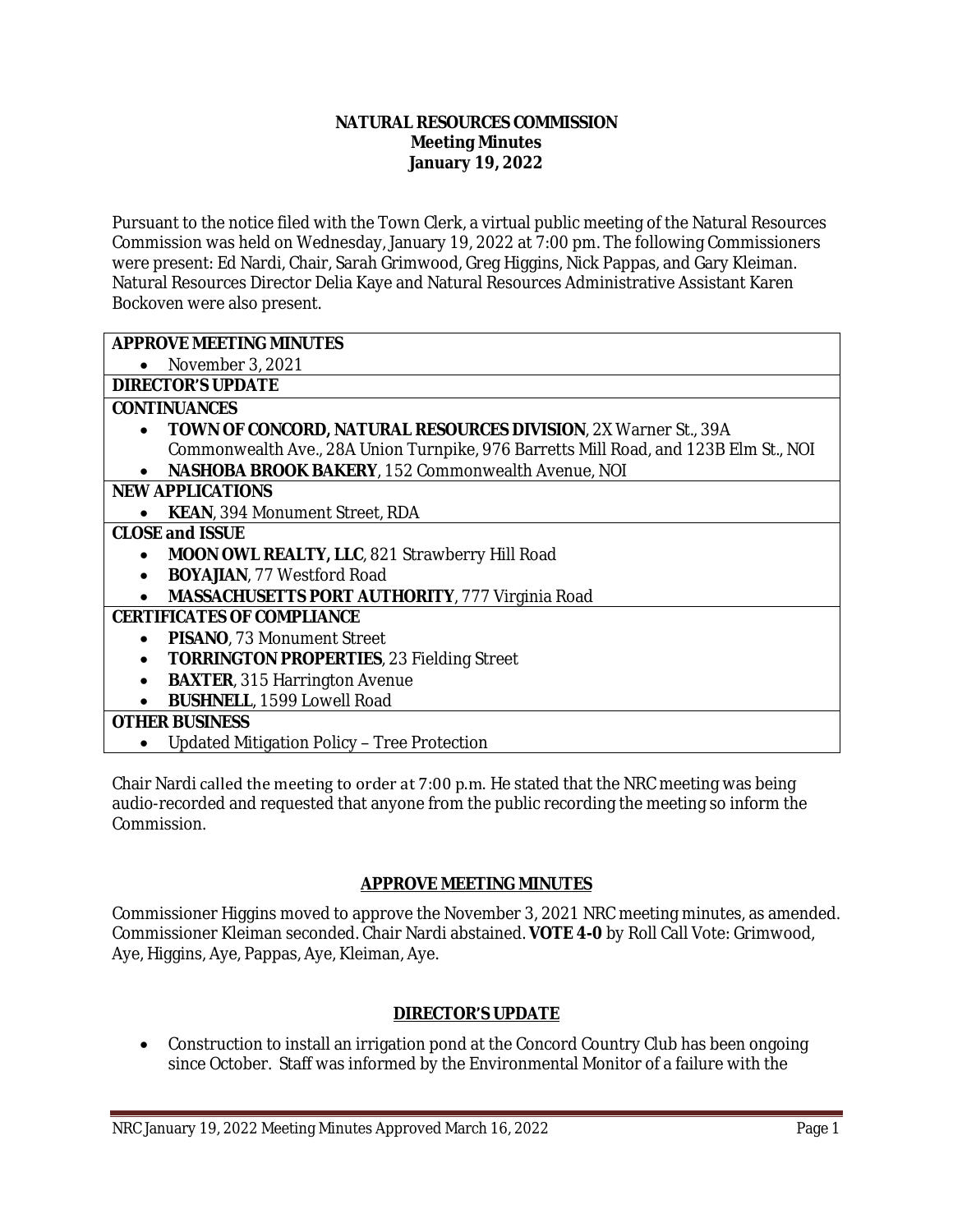# NATURAL RESOURCES COMMISSION
## Meeting Minutes
## January 19, 2022

Pursuant to the notice filed with the Town Clerk, a virtual public meeting of the Natural Resources Commission was held on Wednesday, January 19, 2022 at 7:00 pm. The following Commissioners were present: Ed Nardi, Chair, Sarah Grimwood, Greg Higgins, Nick Pappas, and Gary Kleiman. Natural Resources Director Delia Kaye and Natural Resources Administrative Assistant Karen Bockoven were also present.

**APPROVE MEETING MINUTES**
- November 3, 2021

**DIRECTOR'S UPDATE**

**CONTINUANCES**
- **TOWN OF CONCORD, NATURAL RESOURCES DIVISION**, 2X Warner St., 39A Commonwealth Ave., 28A Union Turnpike, 976 Barretts Mill Road, and 123B Elm St., NOI
- **NASHOBA BROOK BAKERY**, 152 Commonwealth Avenue, NOI

**NEW APPLICATIONS**
- **KEAN**, 394 Monument Street, RDA

**CLOSE and ISSUE**
- **MOON OWL REALTY, LLC**, 821 Strawberry Hill Road
- **BOYAJIAN**, 77 Westford Road
- **MASSACHUSETTS PORT AUTHORITY**, 777 Virginia Road

**CERTIFICATES OF COMPLIANCE**
- **PISANO**, 73 Monument Street
- **TORRINGTON PROPERTIES**, 23 Fielding Street
- **BAXTER**, 315 Harrington Avenue
- **BUSHNELL**, 1599 Lowell Road

**OTHER BUSINESS**
- Updated Mitigation Policy – Tree Protection

Chair Nardi called the meeting to order at 7:00 p.m. He stated that the NRC meeting was being audio-recorded and requested that anyone from the public recording the meeting so inform the Commission.

## APPROVE MEETING MINUTES

Commissioner Higgins moved to approve the November 3, 2021 NRC meeting minutes, as amended. Commissioner Kleiman seconded. Chair Nardi abstained. **VOTE 4-0** by Roll Call Vote: Grimwood, Aye, Higgins, Aye, Pappas, Aye, Kleiman, Aye.

## DIRECTOR'S UPDATE

- Construction to install an irrigation pond at the Concord Country Club has been ongoing since October. Staff was informed by the Environmental Monitor of a failure with the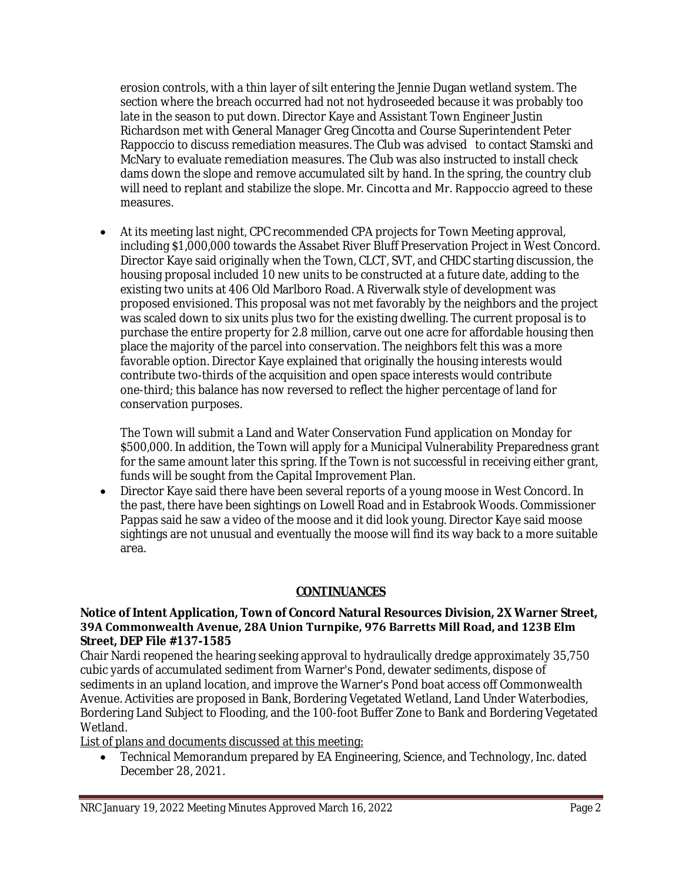erosion controls, with a thin layer of silt entering the Jennie Dugan wetland system. The section where the breach occurred had not not hydroseeded because it was probably too late in the season to put down. Director Kaye and Assistant Town Engineer Justin Richardson met with General Manager Greg Cincotta and Course Superintendent Peter Rappoccio to discuss remediation measures. The Club was advised to contact Stamski and McNary to evaluate remediation measures. The Club was also instructed to install check dams down the slope and remove accumulated silt by hand. In the spring, the country club will need to replant and stabilize the slope. Mr. Cincotta and Mr. Rappoccio agreed to these measures.

- At its meeting last night, CPC recommended CPA projects for Town Meeting approval, including $1,000,000 towards the Assabet River Bluff Preservation Project in West Concord. Director Kaye said originally when the Town, CLCT, SVT, and CHDC starting discussion, the housing proposal included 10 new units to be constructed at a future date, adding to the existing two units at 406 Old Marlboro Road. A Riverwalk style of development was proposed envisioned. This proposal was not met favorably by the neighbors and the project was scaled down to six units plus two for the existing dwelling. The current proposal is to purchase the entire property for 2.8 million, carve out one acre for affordable housing then place the majority of the parcel into conservation. The neighbors felt this was a more favorable option. Director Kaye explained that originally the housing interests would contribute two-thirds of the acquisition and open space interests would contribute one-third; this balance has now reversed to reflect the higher percentage of land for conservation purposes.

  The Town will submit a Land and Water Conservation Fund application on Monday for $500,000. In addition, the Town will apply for a Municipal Vulnerability Preparedness grant for the same amount later this spring. If the Town is not successful in receiving either grant, funds will be sought from the Capital Improvement Plan.
- Director Kaye said there have been several reports of a young moose in West Concord. In the past, there have been sightings on Lowell Road and in Estabrook Woods. Commissioner Pappas said he saw a video of the moose and it did look young. Director Kaye said moose sightings are not unusual and eventually the moose will find its way back to a more suitable area.

## CONTINUANCES

**Notice of Intent Application, Town of Concord Natural Resources Division, 2X Warner Street, 39A Commonwealth Avenue, 28A Union Turnpike, 976 Barretts Mill Road, and 123B Elm Street, DEP File #137-1585**

Chair Nardi reopened the hearing seeking approval to hydraulically dredge approximately 35,750 cubic yards of accumulated sediment from Warner's Pond, dewater sediments, dispose of sediments in an upland location, and improve the Warner's Pond boat access off Commonwealth Avenue. Activities are proposed in Bank, Bordering Vegetated Wetland, Land Under Waterbodies, Bordering Land Subject to Flooding, and the 100-foot Buffer Zone to Bank and Bordering Vegetated Wetland.

List of plans and documents discussed at this meeting:

- Technical Memorandum prepared by EA Engineering, Science, and Technology, Inc. dated December 28, 2021.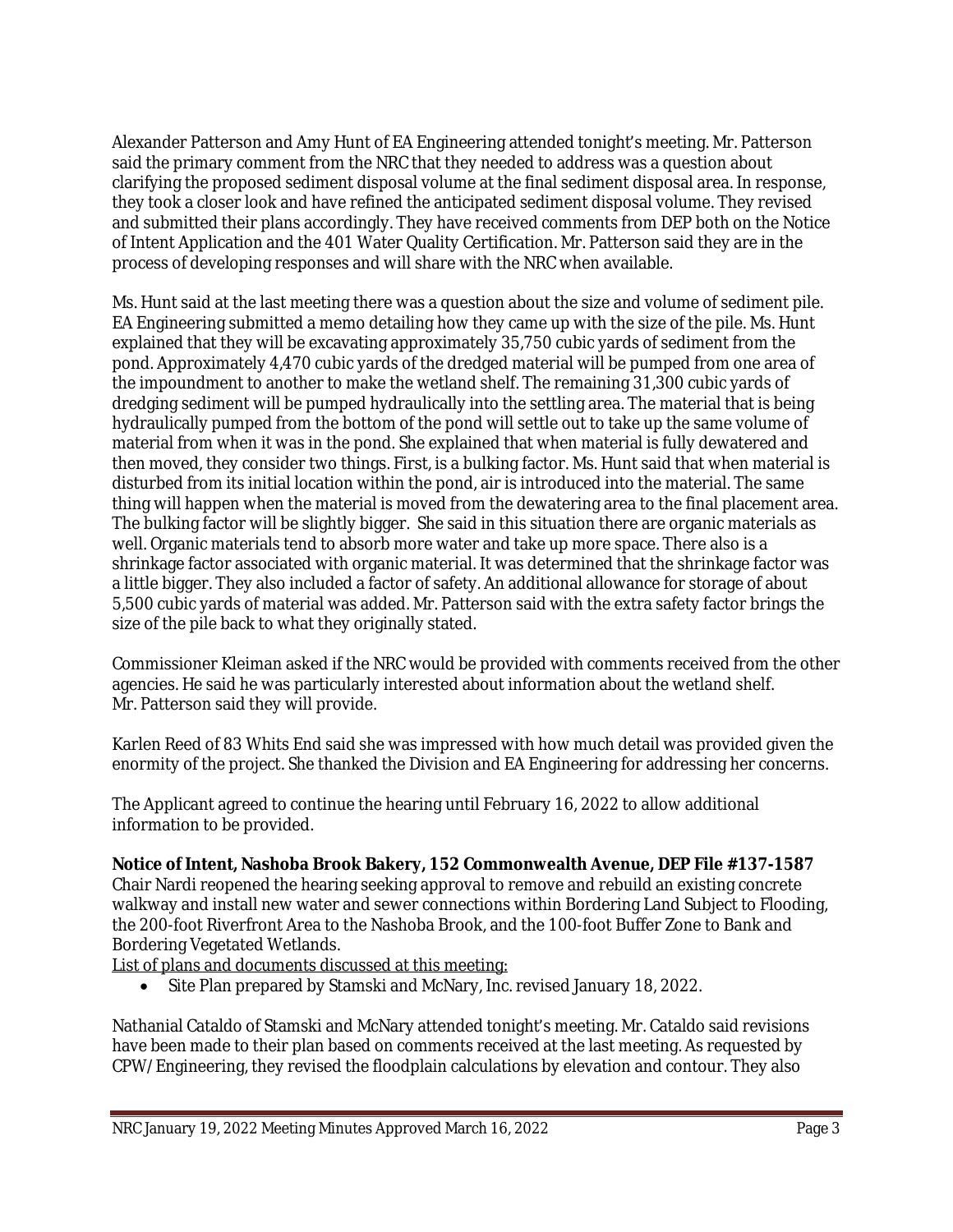Alexander Patterson and Amy Hunt of EA Engineering attended tonight's meeting. Mr. Patterson said the primary comment from the NRC that they needed to address was a question about clarifying the proposed sediment disposal volume at the final sediment disposal area. In response, they took a closer look and have refined the anticipated sediment disposal volume. They revised and submitted their plans accordingly. They have received comments from DEP both on the Notice of Intent Application and the 401 Water Quality Certification. Mr. Patterson said they are in the process of developing responses and will share with the NRC when available.

Ms. Hunt said at the last meeting there was a question about the size and volume of sediment pile. EA Engineering submitted a memo detailing how they came up with the size of the pile. Ms. Hunt explained that they will be excavating approximately 35,750 cubic yards of sediment from the pond. Approximately 4,470 cubic yards of the dredged material will be pumped from one area of the impoundment to another to make the wetland shelf. The remaining 31,300 cubic yards of dredging sediment will be pumped hydraulically into the settling area. The material that is being hydraulically pumped from the bottom of the pond will settle out to take up the same volume of material from when it was in the pond. She explained that when material is fully dewatered and then moved, they consider two things. First, is a bulking factor. Ms. Hunt said that when material is disturbed from its initial location within the pond, air is introduced into the material. The same thing will happen when the material is moved from the dewatering area to the final placement area. The bulking factor will be slightly bigger. She said in this situation there are organic materials as well. Organic materials tend to absorb more water and take up more space. There also is a shrinkage factor associated with organic material. It was determined that the shrinkage factor was a little bigger. They also included a factor of safety. An additional allowance for storage of about 5,500 cubic yards of material was added. Mr. Patterson said with the extra safety factor brings the size of the pile back to what they originally stated.

Commissioner Kleiman asked if the NRC would be provided with comments received from the other agencies. He said he was particularly interested about information about the wetland shelf. Mr. Patterson said they will provide.

Karlen Reed of 83 Whits End said she was impressed with how much detail was provided given the enormity of the project. She thanked the Division and EA Engineering for addressing her concerns.

The Applicant agreed to continue the hearing until February 16, 2022 to allow additional information to be provided.

**Notice of Intent, Nashoba Brook Bakery, 152 Commonwealth Avenue, DEP File #137-1587**
Chair Nardi reopened the hearing seeking approval to remove and rebuild an existing concrete walkway and install new water and sewer connections within Bordering Land Subject to Flooding, the 200-foot Riverfront Area to the Nashoba Brook, and the 100-foot Buffer Zone to Bank and Bordering Vegetated Wetlands.

List of plans and documents discussed at this meeting:

- Site Plan prepared by Stamski and McNary, Inc. revised January 18, 2022.

Nathanial Cataldo of Stamski and McNary attended tonight's meeting. Mr. Cataldo said revisions have been made to their plan based on comments received at the last meeting. As requested by CPW/Engineering, they revised the floodplain calculations by elevation and contour. They also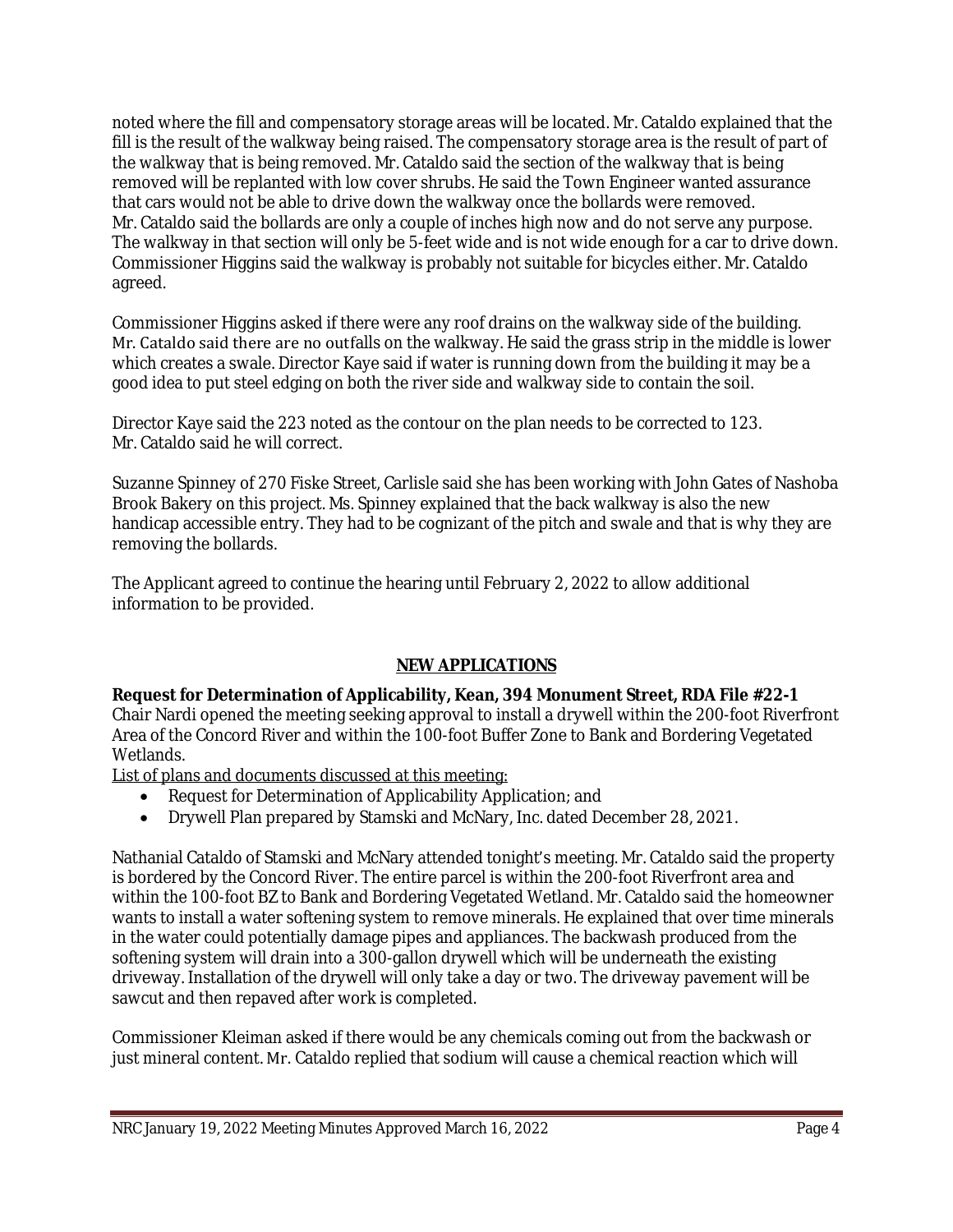noted where the fill and compensatory storage areas will be located. Mr. Cataldo explained that the fill is the result of the walkway being raised. The compensatory storage area is the result of part of the walkway that is being removed. Mr. Cataldo said the section of the walkway that is being removed will be replanted with low cover shrubs. He said the Town Engineer wanted assurance that cars would not be able to drive down the walkway once the bollards were removed. Mr. Cataldo said the bollards are only a couple of inches high now and do not serve any purpose. The walkway in that section will only be 5-feet wide and is not wide enough for a car to drive down. Commissioner Higgins said the walkway is probably not suitable for bicycles either. Mr. Cataldo agreed.

Commissioner Higgins asked if there were any roof drains on the walkway side of the building. Mr. Cataldo said there are no outfalls on the walkway. He said the grass strip in the middle is lower which creates a swale. Director Kaye said if water is running down from the building it may be a good idea to put steel edging on both the river side and walkway side to contain the soil.

Director Kaye said the 223 noted as the contour on the plan needs to be corrected to 123. Mr. Cataldo said he will correct.

Suzanne Spinney of 270 Fiske Street, Carlisle said she has been working with John Gates of Nashoba Brook Bakery on this project. Ms. Spinney explained that the back walkway is also the new handicap accessible entry. They had to be cognizant of the pitch and swale and that is why they are removing the bollards.

The Applicant agreed to continue the hearing until February 2, 2022 to allow additional information to be provided.

## NEW APPLICATIONS

**Request for Determination of Applicability, Kean, 394 Monument Street, RDA File #22-1**
Chair Nardi opened the meeting seeking approval to install a drywell within the 200-foot Riverfront Area of the Concord River and within the 100-foot Buffer Zone to Bank and Bordering Vegetated Wetlands.

List of plans and documents discussed at this meeting:

- Request for Determination of Applicability Application; and
- Drywell Plan prepared by Stamski and McNary, Inc. dated December 28, 2021.

Nathanial Cataldo of Stamski and McNary attended tonight's meeting. Mr. Cataldo said the property is bordered by the Concord River. The entire parcel is within the 200-foot Riverfront area and within the 100-foot BZ to Bank and Bordering Vegetated Wetland. Mr. Cataldo said the homeowner wants to install a water softening system to remove minerals. He explained that over time minerals in the water could potentially damage pipes and appliances. The backwash produced from the softening system will drain into a 300-gallon drywell which will be underneath the existing driveway. Installation of the drywell will only take a day or two. The driveway pavement will be sawcut and then repaved after work is completed.

Commissioner Kleiman asked if there would be any chemicals coming out from the backwash or just mineral content. Mr. Cataldo replied that sodium will cause a chemical reaction which will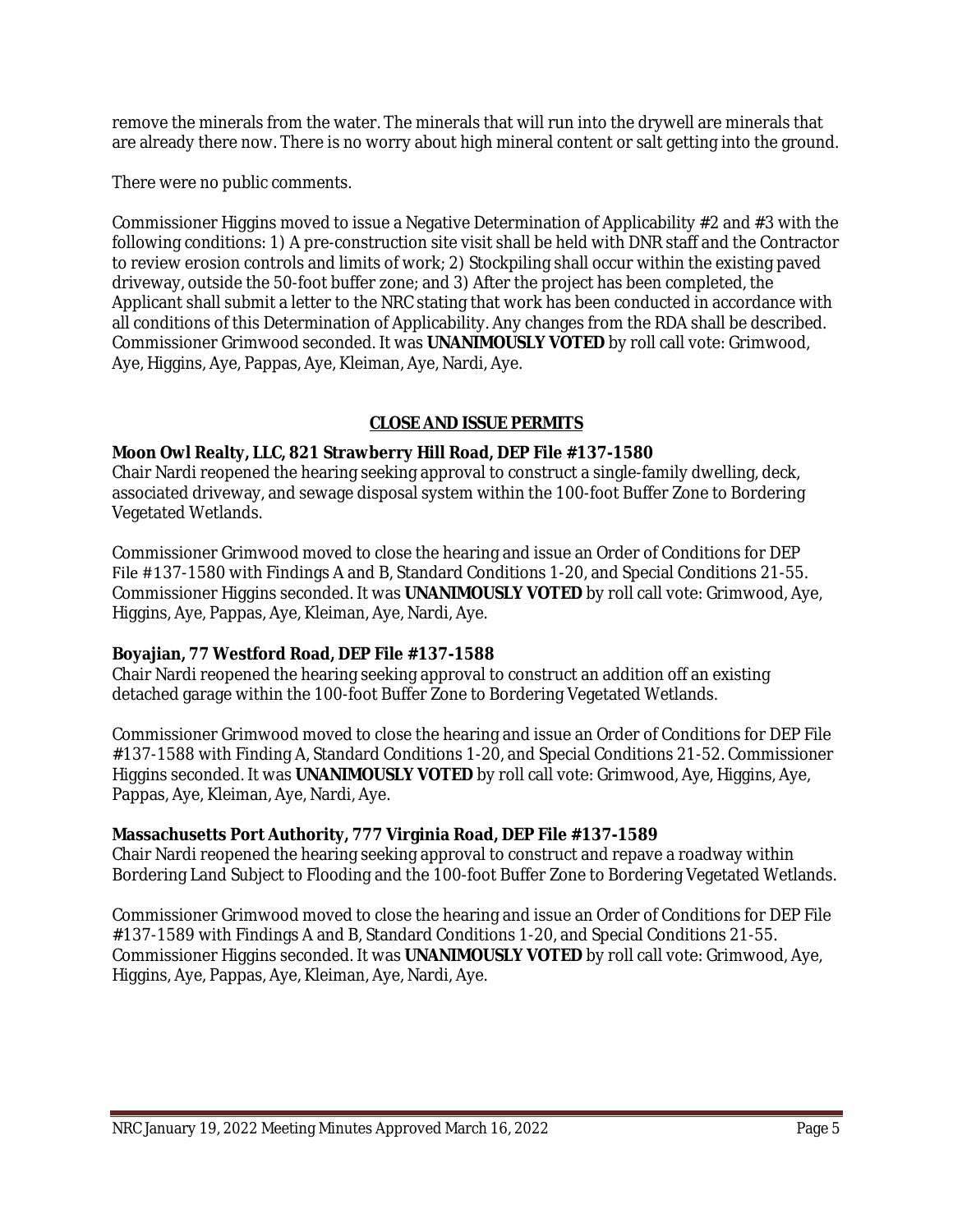remove the minerals from the water. The minerals that will run into the drywell are minerals that are already there now. There is no worry about high mineral content or salt getting into the ground.

There were no public comments.

Commissioner Higgins moved to issue a Negative Determination of Applicability #2 and #3 with the following conditions: 1) A pre-construction site visit shall be held with DNR staff and the Contractor to review erosion controls and limits of work; 2) Stockpiling shall occur within the existing paved driveway, outside the 50-foot buffer zone; and 3) After the project has been completed, the Applicant shall submit a letter to the NRC stating that work has been conducted in accordance with all conditions of this Determination of Applicability. Any changes from the RDA shall be described. Commissioner Grimwood seconded. It was **UNANIMOUSLY VOTED** by roll call vote: Grimwood, Aye, Higgins, Aye, Pappas, Aye, Kleiman, Aye, Nardi, Aye.

## CLOSE AND ISSUE PERMITS

**Moon Owl Realty, LLC, 821 Strawberry Hill Road, DEP File #137-1580**
Chair Nardi reopened the hearing seeking approval to construct a single-family dwelling, deck, associated driveway, and sewage disposal system within the 100-foot Buffer Zone to Bordering Vegetated Wetlands.

Commissioner Grimwood moved to close the hearing and issue an Order of Conditions for DEP File #137-1580 with Findings A and B, Standard Conditions 1-20, and Special Conditions 21-55. Commissioner Higgins seconded. It was **UNANIMOUSLY VOTED** by roll call vote: Grimwood, Aye, Higgins, Aye, Pappas, Aye, Kleiman, Aye, Nardi, Aye.

**Boyajian, 77 Westford Road, DEP File #137-1588**
Chair Nardi reopened the hearing seeking approval to construct an addition off an existing detached garage within the 100-foot Buffer Zone to Bordering Vegetated Wetlands.

Commissioner Grimwood moved to close the hearing and issue an Order of Conditions for DEP File #137-1588 with Finding A, Standard Conditions 1-20, and Special Conditions 21-52. Commissioner Higgins seconded. It was **UNANIMOUSLY VOTED** by roll call vote: Grimwood, Aye, Higgins, Aye, Pappas, Aye, Kleiman, Aye, Nardi, Aye.

**Massachusetts Port Authority, 777 Virginia Road, DEP File #137-1589**
Chair Nardi reopened the hearing seeking approval to construct and repave a roadway within Bordering Land Subject to Flooding and the 100-foot Buffer Zone to Bordering Vegetated Wetlands.

Commissioner Grimwood moved to close the hearing and issue an Order of Conditions for DEP File #137-1589 with Findings A and B, Standard Conditions 1-20, and Special Conditions 21-55. Commissioner Higgins seconded. It was **UNANIMOUSLY VOTED** by roll call vote: Grimwood, Aye, Higgins, Aye, Pappas, Aye, Kleiman, Aye, Nardi, Aye.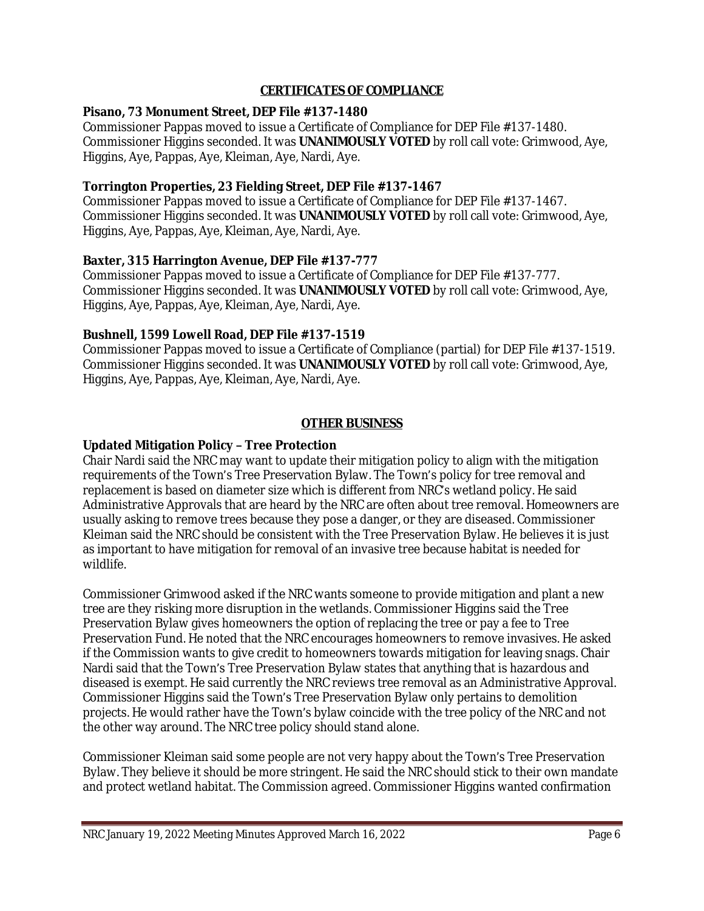## CERTIFICATES OF COMPLIANCE

**Pisano, 73 Monument Street, DEP File #137-1480**
Commissioner Pappas moved to issue a Certificate of Compliance for DEP File #137-1480. Commissioner Higgins seconded. It was **UNANIMOUSLY VOTED** by roll call vote: Grimwood, Aye, Higgins, Aye, Pappas, Aye, Kleiman, Aye, Nardi, Aye.

**Torrington Properties, 23 Fielding Street, DEP File #137-1467**
Commissioner Pappas moved to issue a Certificate of Compliance for DEP File #137-1467. Commissioner Higgins seconded. It was **UNANIMOUSLY VOTED** by roll call vote: Grimwood, Aye, Higgins, Aye, Pappas, Aye, Kleiman, Aye, Nardi, Aye.

**Baxter, 315 Harrington Avenue, DEP File #137-777**
Commissioner Pappas moved to issue a Certificate of Compliance for DEP File #137-777. Commissioner Higgins seconded. It was **UNANIMOUSLY VOTED** by roll call vote: Grimwood, Aye, Higgins, Aye, Pappas, Aye, Kleiman, Aye, Nardi, Aye.

**Bushnell, 1599 Lowell Road, DEP File #137-1519**
Commissioner Pappas moved to issue a Certificate of Compliance (partial) for DEP File #137-1519. Commissioner Higgins seconded. It was **UNANIMOUSLY VOTED** by roll call vote: Grimwood, Aye, Higgins, Aye, Pappas, Aye, Kleiman, Aye, Nardi, Aye.

## OTHER BUSINESS

**Updated Mitigation Policy – Tree Protection**
Chair Nardi said the NRC may want to update their mitigation policy to align with the mitigation requirements of the Town's Tree Preservation Bylaw. The Town's policy for tree removal and replacement is based on diameter size which is different from NRC's wetland policy. He said Administrative Approvals that are heard by the NRC are often about tree removal. Homeowners are usually asking to remove trees because they pose a danger, or they are diseased. Commissioner Kleiman said the NRC should be consistent with the Tree Preservation Bylaw. He believes it is just as important to have mitigation for removal of an invasive tree because habitat is needed for wildlife.

Commissioner Grimwood asked if the NRC wants someone to provide mitigation and plant a new tree are they risking more disruption in the wetlands. Commissioner Higgins said the Tree Preservation Bylaw gives homeowners the option of replacing the tree or pay a fee to Tree Preservation Fund. He noted that the NRC encourages homeowners to remove invasives. He asked if the Commission wants to give credit to homeowners towards mitigation for leaving snags. Chair Nardi said that the Town's Tree Preservation Bylaw states that anything that is hazardous and diseased is exempt. He said currently the NRC reviews tree removal as an Administrative Approval. Commissioner Higgins said the Town's Tree Preservation Bylaw only pertains to demolition projects. He would rather have the Town's bylaw coincide with the tree policy of the NRC and not the other way around. The NRC tree policy should stand alone.

Commissioner Kleiman said some people are not very happy about the Town's Tree Preservation Bylaw. They believe it should be more stringent. He said the NRC should stick to their own mandate and protect wetland habitat. The Commission agreed. Commissioner Higgins wanted confirmation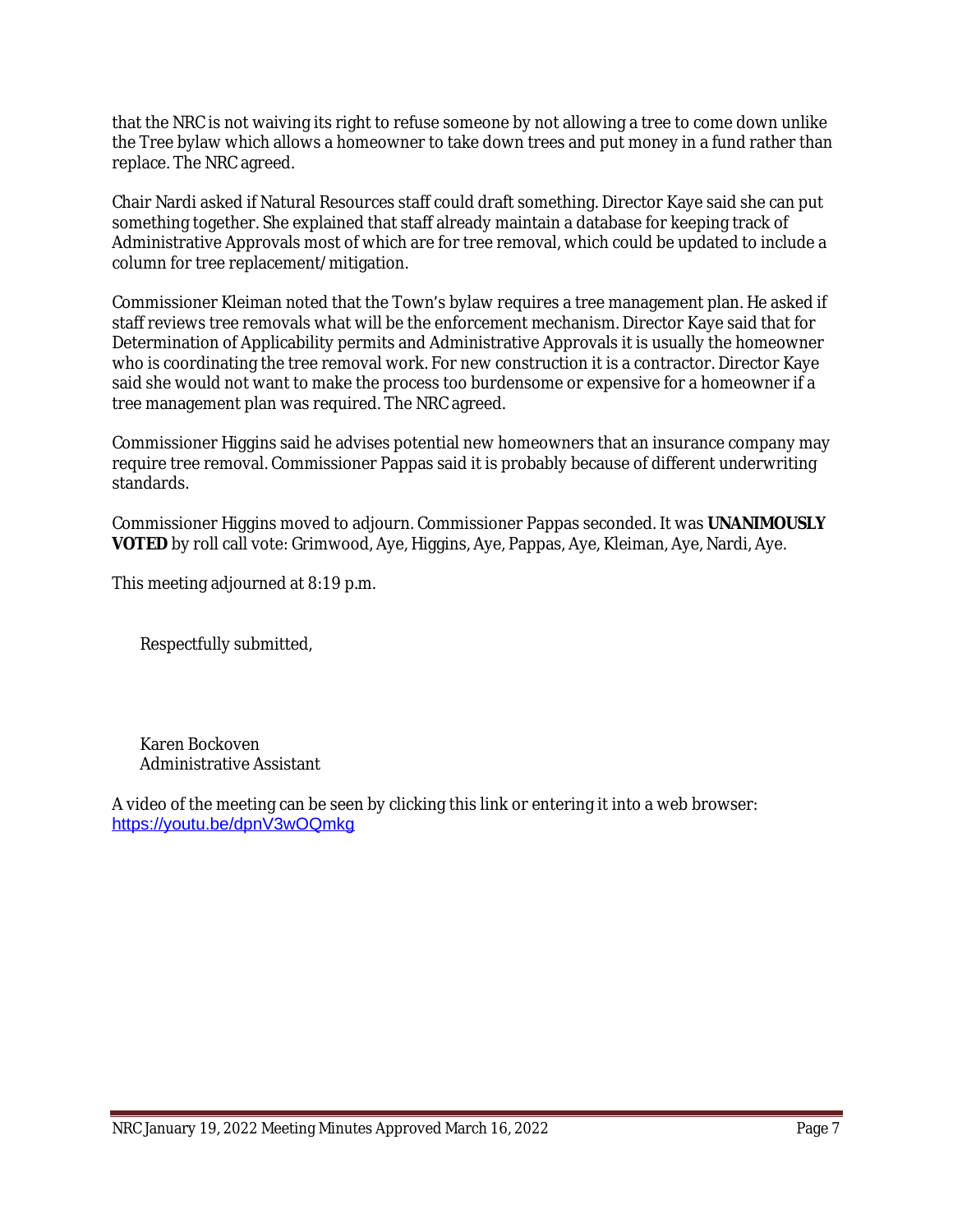that the NRC is not waiving its right to refuse someone by not allowing a tree to come down unlike the Tree bylaw which allows a homeowner to take down trees and put money in a fund rather than replace. The NRC agreed.

Chair Nardi asked if Natural Resources staff could draft something. Director Kaye said she can put something together. She explained that staff already maintain a database for keeping track of Administrative Approvals most of which are for tree removal, which could be updated to include a column for tree replacement/ mitigation.

Commissioner Kleiman noted that the Town's bylaw requires a tree management plan. He asked if staff reviews tree removals what will be the enforcement mechanism. Director Kaye said that for Determination of Applicability permits and Administrative Approvals it is usually the homeowner who is coordinating the tree removal work. For new construction it is a contractor. Director Kaye said she would not want to make the process too burdensome or expensive for a homeowner if a tree management plan was required. The NRC agreed.

Commissioner Higgins said he advises potential new homeowners that an insurance company may require tree removal. Commissioner Pappas said it is probably because of different underwriting standards.

Commissioner Higgins moved to adjourn. Commissioner Pappas seconded. It was **UNANIMOUSLY VOTED** by roll call vote: Grimwood, Aye, Higgins, Aye, Pappas, Aye, Kleiman, Aye, Nardi, Aye.

This meeting adjourned at 8:19 p.m.

Respectfully submitted,

Karen Bockoven
Administrative Assistant

A video of the meeting can be seen by clicking this link or entering it into a web browser: https://youtu.be/dpnV3wOQmkg